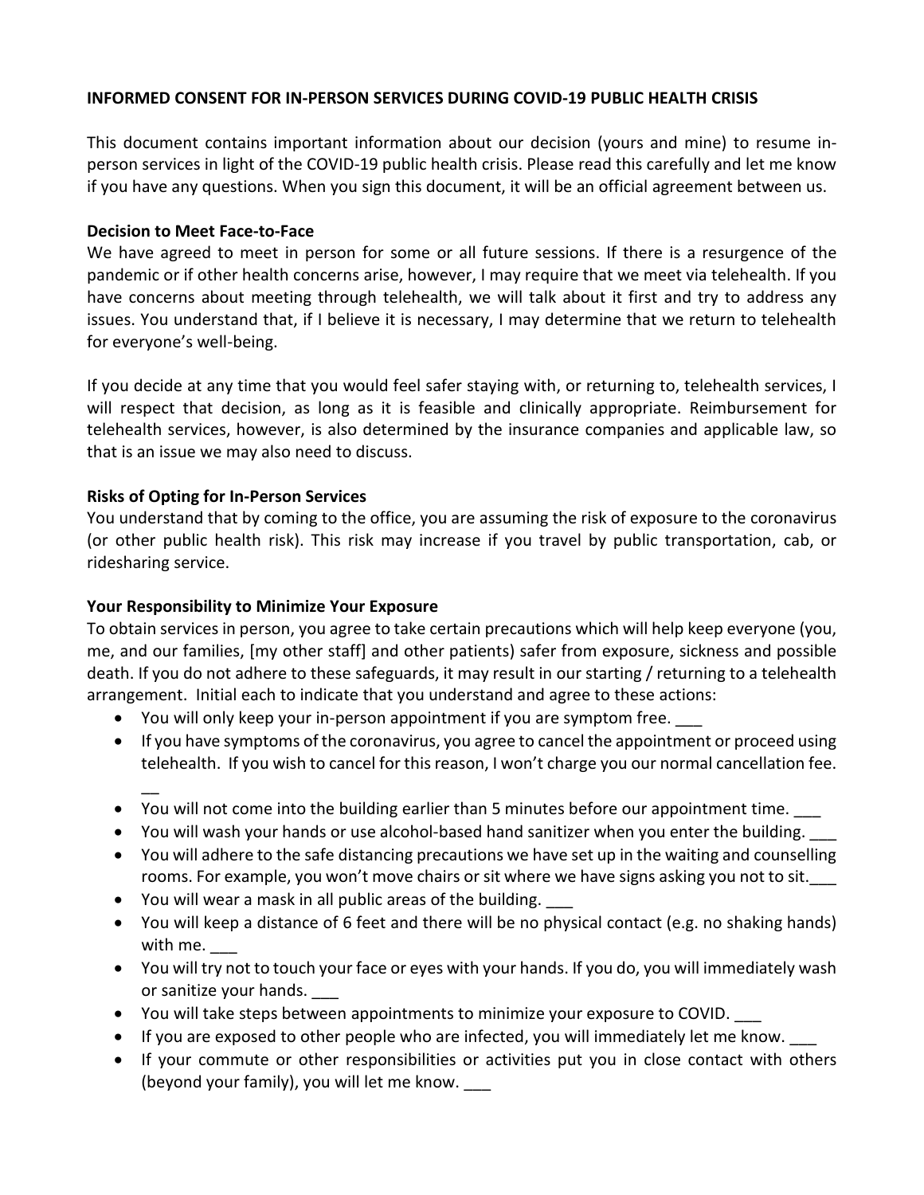## INFORMED CONSENT FOR IN-PERSON SERVICES DURING COVID-19 PUBLIC HEALTH CRISIS

This document contains important information about our decision (yours and mine) to resume in-person services in light of the COVID-19 public health crisis. Please read this carefully and let me know if you have any questions. When you sign this document, it will be an official agreement between us.

### Decision to Meet Face-to-Face

We have agreed to meet in person for some or all future sessions. If there is a resurgence of the pandemic or if other health concerns arise, however, I may require that we meet via telehealth. If you have concerns about meeting through telehealth, we will talk about it first and try to address any issues. You understand that, if I believe it is necessary, I may determine that we return to telehealth for everyone's well-being.

If you decide at any time that you would feel safer staying with, or returning to, telehealth services, I will respect that decision, as long as it is feasible and clinically appropriate. Reimbursement for telehealth services, however, is also determined by the insurance companies and applicable law, so that is an issue we may also need to discuss.

### Risks of Opting for In-Person Services

You understand that by coming to the office, you are assuming the risk of exposure to the coronavirus (or other public health risk). This risk may increase if you travel by public transportation, cab, or ridesharing service.

### Your Responsibility to Minimize Your Exposure

To obtain services in person, you agree to take certain precautions which will help keep everyone (you, me, and our families, [my other staff] and other patients) safer from exposure, sickness and possible death. If you do not adhere to these safeguards, it may result in our starting / returning to a telehealth arrangement. Initial each to indicate that you understand and agree to these actions:

- You will only keep your in-person appointment if you are symptom free. ___
- If you have symptoms of the coronavirus, you agree to cancel the appointment or proceed using telehealth. If you wish to cancel for this reason, I won't charge you our normal cancellation fee. __
- You will not come into the building earlier than 5 minutes before our appointment time. ___
- You will wash your hands or use alcohol-based hand sanitizer when you enter the building. ___
- You will adhere to the safe distancing precautions we have set up in the waiting and counselling rooms. For example, you won't move chairs or sit where we have signs asking you not to sit.___
- You will wear a mask in all public areas of the building. ___
- You will keep a distance of 6 feet and there will be no physical contact (e.g. no shaking hands) with me. ___
- You will try not to touch your face or eyes with your hands. If you do, you will immediately wash or sanitize your hands. ___
- You will take steps between appointments to minimize your exposure to COVID. ___
- If you are exposed to other people who are infected, you will immediately let me know. ___
- If your commute or other responsibilities or activities put you in close contact with others (beyond your family), you will let me know. ___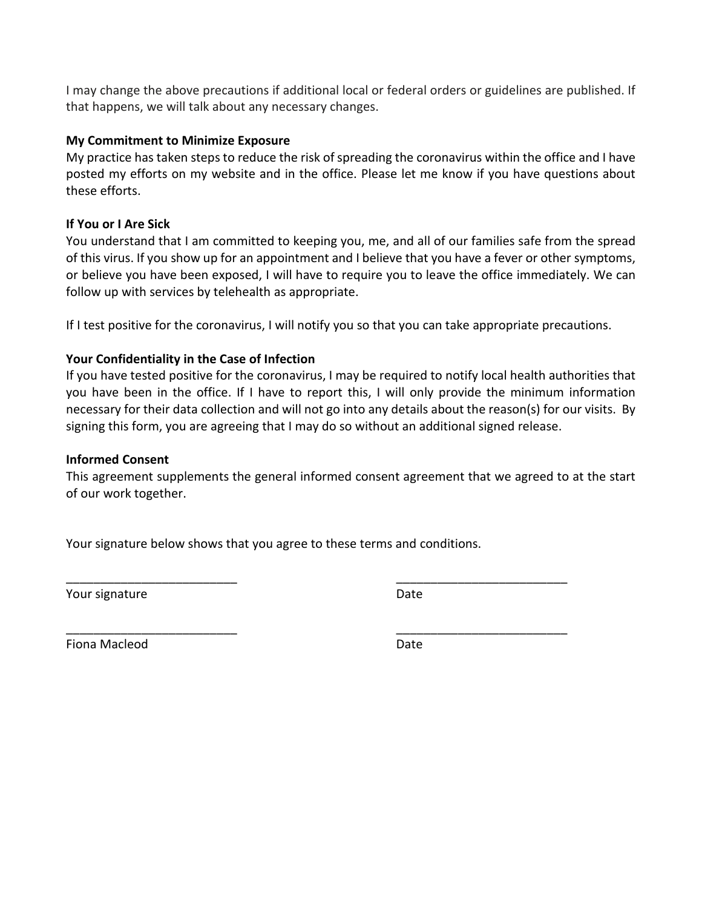I may change the above precautions if additional local or federal orders or guidelines are published. If that happens, we will talk about any necessary changes.

**My Commitment to Minimize Exposure**
My practice has taken steps to reduce the risk of spreading the coronavirus within the office and I have posted my efforts on my website and in the office. Please let me know if you have questions about these efforts.

**If You or I Are Sick**
You understand that I am committed to keeping you, me, and all of our families safe from the spread of this virus. If you show up for an appointment and I believe that you have a fever or other symptoms, or believe you have been exposed, I will have to require you to leave the office immediately. We can follow up with services by telehealth as appropriate.

If I test positive for the coronavirus, I will notify you so that you can take appropriate precautions.

**Your Confidentiality in the Case of Infection**
If you have tested positive for the coronavirus, I may be required to notify local health authorities that you have been in the office. If I have to report this, I will only provide the minimum information necessary for their data collection and will not go into any details about the reason(s) for our visits. By signing this form, you are agreeing that I may do so without an additional signed release.

**Informed Consent**
This agreement supplements the general informed consent agreement that we agreed to at the start of our work together.

Your signature below shows that you agree to these terms and conditions.

_________________________ _________________________
Your signature Date

_________________________ _________________________
Fiona Macleod Date